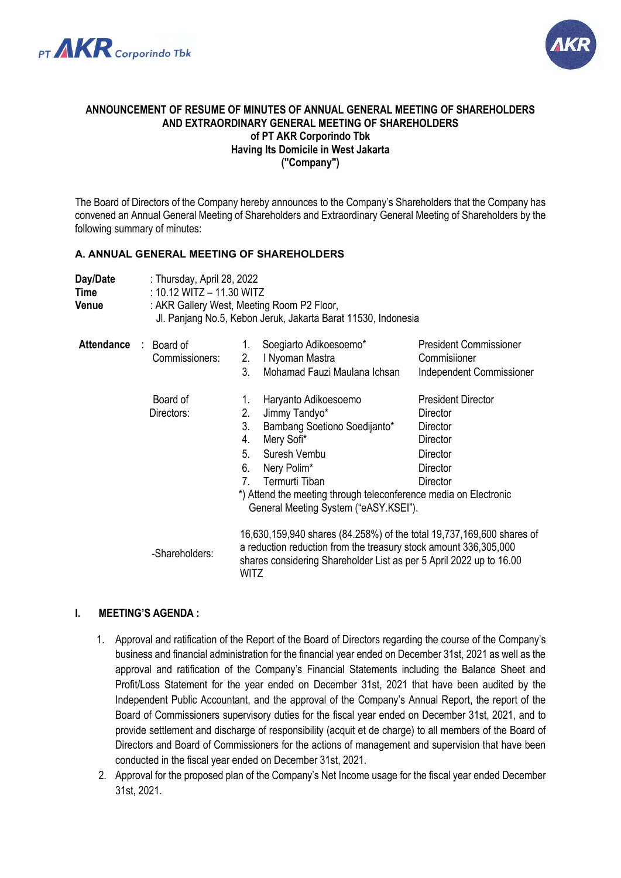# ANNOUNCEMENT OF RESUME OF MINUTES OF ANNUAL GENERAL MEETING OF SHAREHOLDERS AND EXTRAORDINARY GENERAL MEETING OF SHAREHOLDERS of PT AKR Corporindo Tbk Having Its Domicile in West Jakarta ("Company")

The Board of Directors of the Company hereby announces to the Company's Shareholders that the Company has convened an Annual General Meeting of Shareholders and Extraordinary General Meeting of Shareholders by the following summary of minutes:

## A. ANNUAL GENERAL MEETING OF SHAREHOLDERS

**Day/Date** : Thursday, April 28, 2022
**Time** : 10.12 WITZ – 11.30 WITZ
**Venue** : AKR Gallery West, Meeting Room P2 Floor, Jl. Panjang No.5, Kebon Jeruk, Jakarta Barat 11530, Indonesia

**Attendance** :

| | | | |
|---|---|---|---|
| Board of Commissioners: | 1. | Soegiarto Adikoesoemo* | President Commissioner |
| | 2. | I Nyoman Mastra | Commisiioner |
| | 3. | Mohamad Fauzi Maulana Ichsan | Independent Commissioner |
| Board of Directors: | 1. | Haryanto Adikoesoemo | President Director |
| | 2. | Jimmy Tandyo* | Director |
| | 3. | Bambang Soetiono Soedijanto* | Director |
| | 4. | Mery Sofi* | Director |
| | 5. | Suresh Vembu | Director |
| | 6. | Nery Polim* | Director |
| | 7. | Termurti Tiban | Director |

*) Attend the meeting through teleconference media on Electronic General Meeting System ("eASY.KSEI").

-Shareholders: 16,630,159,940 shares (84.258%) of the total 19,737,169,600 shares of a reduction reduction from the treasury stock amount 336,305,000 shares considering Shareholder List as per 5 April 2022 up to 16.00 WITZ

### I. MEETING'S AGENDA :

1. Approval and ratification of the Report of the Board of Directors regarding the course of the Company's business and financial administration for the financial year ended on December 31st, 2021 as well as the approval and ratification of the Company's Financial Statements including the Balance Sheet and Profit/Loss Statement for the year ended on December 31st, 2021 that have been audited by the Independent Public Accountant, and the approval of the Company's Annual Report, the report of the Board of Commissioners supervisory duties for the fiscal year ended on December 31st, 2021, and to provide settlement and discharge of responsibility (acquit et de charge) to all members of the Board of Directors and Board of Commissioners for the actions of management and supervision that have been conducted in the fiscal year ended on December 31st, 2021.
2. Approval for the proposed plan of the Company's Net Income usage for the fiscal year ended December 31st, 2021.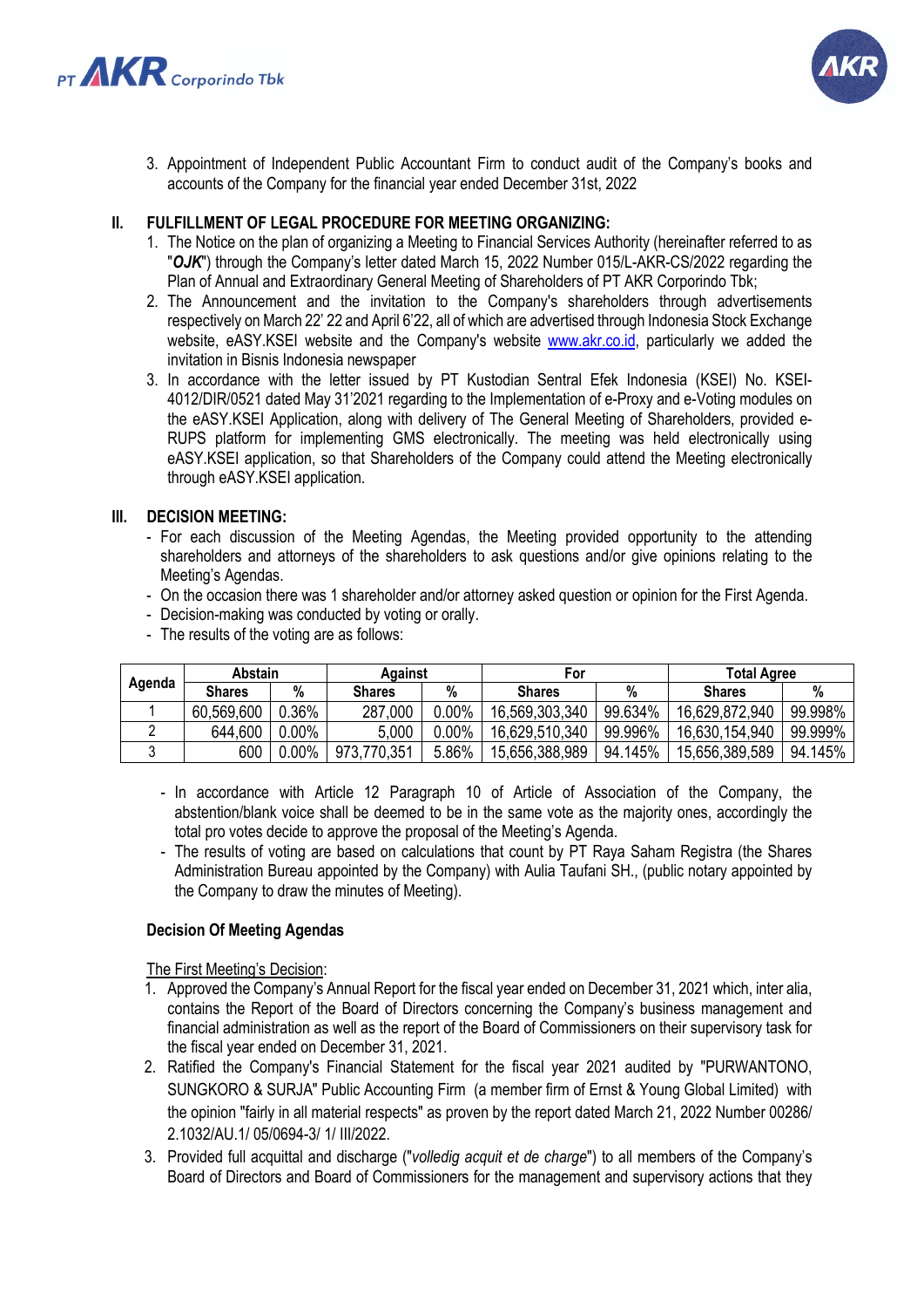3. Appointment of Independent Public Accountant Firm to conduct audit of the Company's books and accounts of the Company for the financial year ended December 31st, 2022

## II. FULFILLMENT OF LEGAL PROCEDURE FOR MEETING ORGANIZING:

1. The Notice on the plan of organizing a Meeting to Financial Services Authority (hereinafter referred to as "***OJK***") through the Company's letter dated March 15, 2022 Number 015/L-AKR-CS/2022 regarding the Plan of Annual and Extraordinary General Meeting of Shareholders of PT AKR Corporindo Tbk;
2. The Announcement and the invitation to the Company's shareholders through advertisements respectively on March 22' 22 and April 6'22, all of which are advertised through Indonesia Stock Exchange website, eASY.KSEI website and the Company's website www.akr.co.id, particularly we added the invitation in Bisnis Indonesia newspaper
3. In accordance with the letter issued by PT Kustodian Sentral Efek Indonesia (KSEI) No. KSEI-4012/DIR/0521 dated May 31'2021 regarding to the Implementation of e-Proxy and e-Voting modules on the eASY.KSEI Application, along with delivery of The General Meeting of Shareholders, provided e-RUPS platform for implementing GMS electronically. The meeting was held electronically using eASY.KSEI application, so that Shareholders of the Company could attend the Meeting electronically through eASY.KSEI application.

## III. DECISION MEETING:

- For each discussion of the Meeting Agendas, the Meeting provided opportunity to the attending shareholders and attorneys of the shareholders to ask questions and/or give opinions relating to the Meeting's Agendas.
- On the occasion there was 1 shareholder and/or attorney asked question or opinion for the First Agenda.
- Decision-making was conducted by voting or orally.
- The results of the voting are as follows:

| Agenda | Abstain | | Against | | For | | Total Agree | |
|---|---|---|---|---|---|---|---|---|
| | Shares | % | Shares | % | Shares | % | Shares | % |
| 1 | 60,569,600 | 0.36% | 287,000 | 0.00% | 16,569,303,340 | 99.634% | 16,629,872,940 | 99.998% |
| 2 | 644,600 | 0.00% | 5,000 | 0.00% | 16,629,510,340 | 99.996% | 16,630,154,940 | 99.999% |
| 3 | 600 | 0.00% | 973,770,351 | 5.86% | 15,656,388,989 | 94.145% | 15,656,389,589 | 94.145% |

- In accordance with Article 12 Paragraph 10 of Article of Association of the Company, the abstention/blank voice shall be deemed to be in the same vote as the majority ones, accordingly the total pro votes decide to approve the proposal of the Meeting's Agenda.
- The results of voting are based on calculations that count by PT Raya Saham Registra (the Shares Administration Bureau appointed by the Company) with Aulia Taufani SH., (public notary appointed by the Company to draw the minutes of Meeting).

### Decision Of Meeting Agendas

The First Meeting's Decision:

1. Approved the Company's Annual Report for the fiscal year ended on December 31, 2021 which, inter alia, contains the Report of the Board of Directors concerning the Company's business management and financial administration as well as the report of the Board of Commissioners on their supervisory task for the fiscal year ended on December 31, 2021.
2. Ratified the Company's Financial Statement for the fiscal year 2021 audited by "PURWANTONO, SUNGKORO & SURJA" Public Accounting Firm (a member firm of Ernst & Young Global Limited) with the opinion "fairly in all material respects" as proven by the report dated March 21, 2022 Number 00286/ 2.1032/AU.1/ 05/0694-3/ 1/ III/2022.
3. Provided full acquittal and discharge ("*volledig acquit et de charge*") to all members of the Company's Board of Directors and Board of Commissioners for the management and supervisory actions that they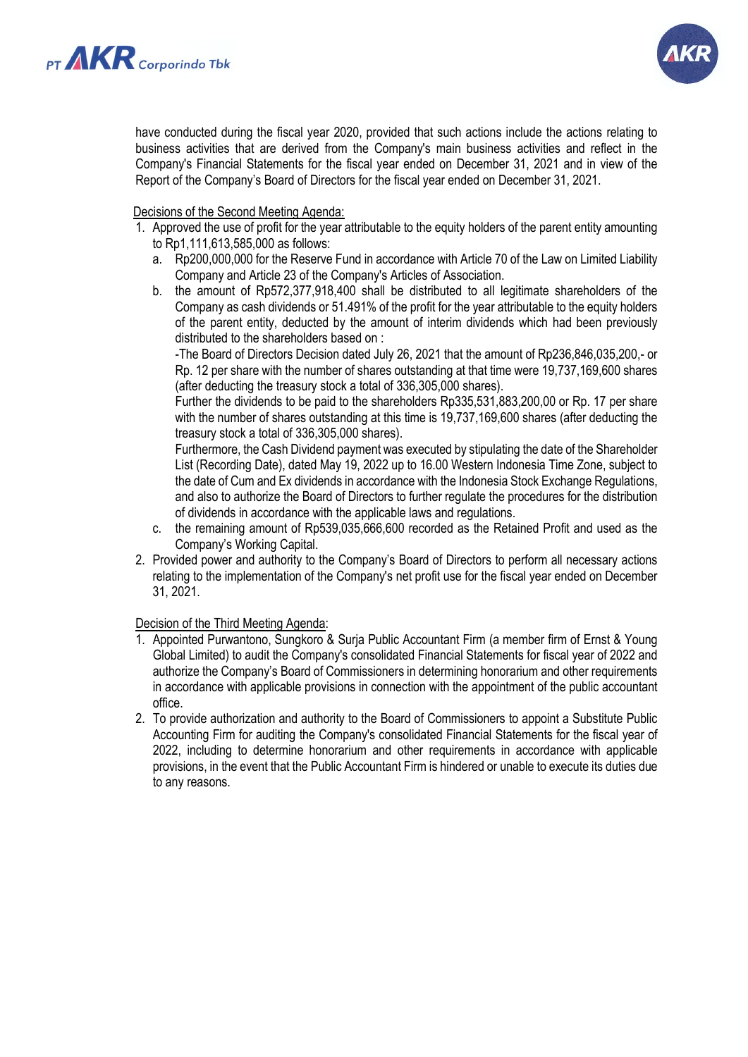have conducted during the fiscal year 2020, provided that such actions include the actions relating to business activities that are derived from the Company's main business activities and reflect in the Company's Financial Statements for the fiscal year ended on December 31, 2021 and in view of the Report of the Company's Board of Directors for the fiscal year ended on December 31, 2021.

Decisions of the Second Meeting Agenda:

1. Approved the use of profit for the year attributable to the equity holders of the parent entity amounting to Rp1,111,613,585,000 as follows:
   a. Rp200,000,000 for the Reserve Fund in accordance with Article 70 of the Law on Limited Liability Company and Article 23 of the Company's Articles of Association.
   b. the amount of Rp572,377,918,400 shall be distributed to all legitimate shareholders of the Company as cash dividends or 51.491% of the profit for the year attributable to the equity holders of the parent entity, deducted by the amount of interim dividends which had been previously distributed to the shareholders based on :

      -The Board of Directors Decision dated July 26, 2021 that the amount of Rp236,846,035,200,- or Rp. 12 per share with the number of shares outstanding at that time were 19,737,169,600 shares (after deducting the treasury stock a total of 336,305,000 shares).

      Further the dividends to be paid to the shareholders Rp335,531,883,200,00 or Rp. 17 per share with the number of shares outstanding at this time is 19,737,169,600 shares (after deducting the treasury stock a total of 336,305,000 shares).

      Furthermore, the Cash Dividend payment was executed by stipulating the date of the Shareholder List (Recording Date), dated May 19, 2022 up to 16.00 Western Indonesia Time Zone, subject to the date of Cum and Ex dividends in accordance with the Indonesia Stock Exchange Regulations, and also to authorize the Board of Directors to further regulate the procedures for the distribution of dividends in accordance with the applicable laws and regulations.
   c. the remaining amount of Rp539,035,666,600 recorded as the Retained Profit and used as the Company's Working Capital.
2. Provided power and authority to the Company's Board of Directors to perform all necessary actions relating to the implementation of the Company's net profit use for the fiscal year ended on December 31, 2021.

Decision of the Third Meeting Agenda:

1. Appointed Purwantono, Sungkoro & Surja Public Accountant Firm (a member firm of Ernst & Young Global Limited) to audit the Company's consolidated Financial Statements for fiscal year of 2022 and authorize the Company's Board of Commissioners in determining honorarium and other requirements in accordance with applicable provisions in connection with the appointment of the public accountant office.
2. To provide authorization and authority to the Board of Commissioners to appoint a Substitute Public Accounting Firm for auditing the Company's consolidated Financial Statements for the fiscal year of 2022, including to determine honorarium and other requirements in accordance with applicable provisions, in the event that the Public Accountant Firm is hindered or unable to execute its duties due to any reasons.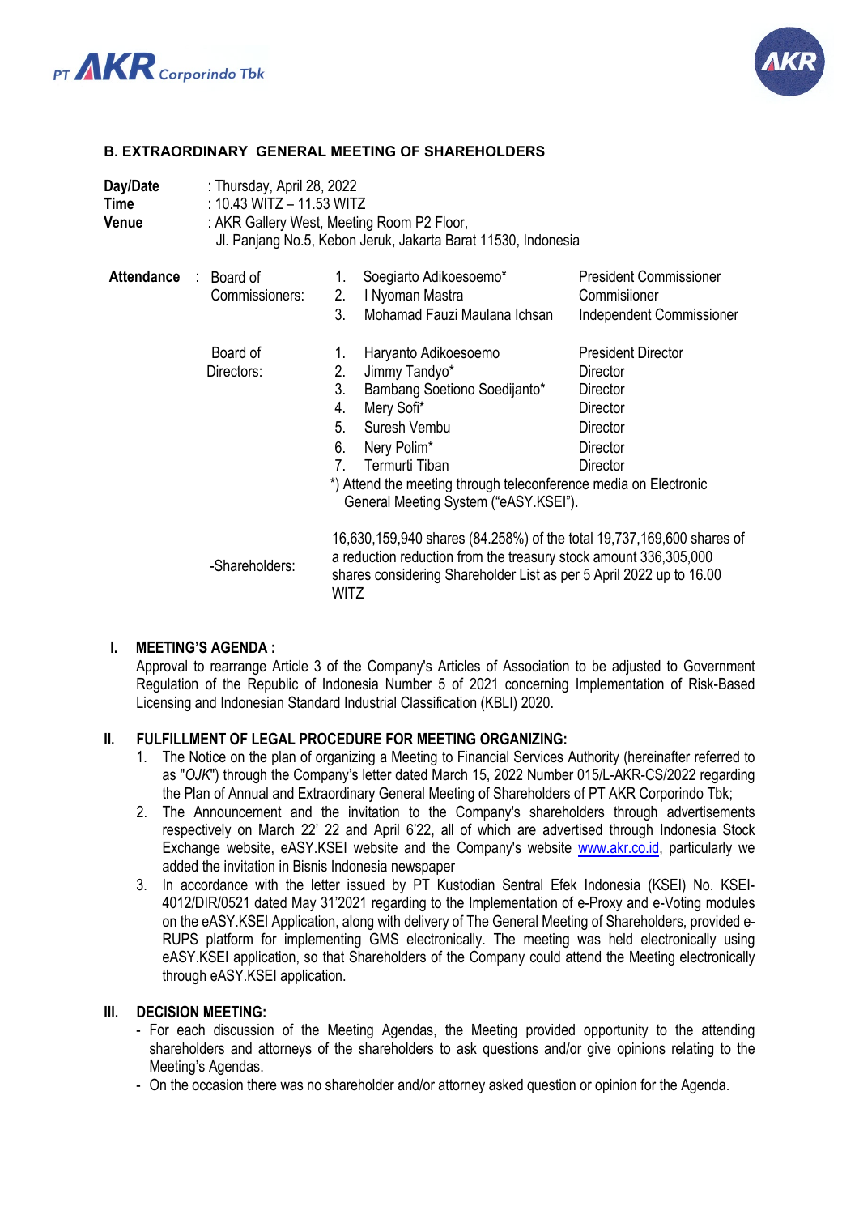### B. EXTRAORDINARY GENERAL MEETING OF SHAREHOLDERS

**Day/Date** : Thursday, April 28, 2022
**Time** : 10.43 WITZ – 11.53 WITZ
**Venue** : AKR Gallery West, Meeting Room P2 Floor, Jl. Panjang No.5, Kebon Jeruk, Jakarta Barat 11530, Indonesia

**Attendance** :

| | | | |
|---|---|---|---|
| Board of Commissioners: | 1. | Soegiarto Adikoesoemo* | President Commissioner |
| | 2. | I Nyoman Mastra | Commisiioner |
| | 3. | Mohamad Fauzi Maulana Ichsan | Independent Commissioner |
| Board of Directors: | 1. | Haryanto Adikoesoemo | President Director |
| | 2. | Jimmy Tandyo* | Director |
| | 3. | Bambang Soetiono Soedijanto* | Director |
| | 4. | Mery Sofi* | Director |
| | 5. | Suresh Vembu | Director |
| | 6. | Nery Polim* | Director |
| | 7. | Termurti Tiban | Director |

*) Attend the meeting through teleconference media on Electronic General Meeting System ("eASY.KSEI").

-Shareholders: 16,630,159,940 shares (84.258%) of the total 19,737,169,600 shares of a reduction reduction from the treasury stock amount 336,305,000 shares considering Shareholder List as per 5 April 2022 up to 16.00 WITZ

**I. MEETING'S AGENDA :**

Approval to rearrange Article 3 of the Company's Articles of Association to be adjusted to Government Regulation of the Republic of Indonesia Number 5 of 2021 concerning Implementation of Risk-Based Licensing and Indonesian Standard Industrial Classification (KBLI) 2020.

**II. FULFILLMENT OF LEGAL PROCEDURE FOR MEETING ORGANIZING:**

1. The Notice on the plan of organizing a Meeting to Financial Services Authority (hereinafter referred to as "*OJK*") through the Company's letter dated March 15, 2022 Number 015/L-AKR-CS/2022 regarding the Plan of Annual and Extraordinary General Meeting of Shareholders of PT AKR Corporindo Tbk;
2. The Announcement and the invitation to the Company's shareholders through advertisements respectively on March 22' 22 and April 6'22, all of which are advertised through Indonesia Stock Exchange website, eASY.KSEI website and the Company's website www.akr.co.id, particularly we added the invitation in Bisnis Indonesia newspaper
3. In accordance with the letter issued by PT Kustodian Sentral Efek Indonesia (KSEI) No. KSEI-4012/DIR/0521 dated May 31'2021 regarding to the Implementation of e-Proxy and e-Voting modules on the eASY.KSEI Application, along with delivery of The General Meeting of Shareholders, provided e-RUPS platform for implementing GMS electronically. The meeting was held electronically using eASY.KSEI application, so that Shareholders of the Company could attend the Meeting electronically through eASY.KSEI application.

**III. DECISION MEETING:**

- For each discussion of the Meeting Agendas, the Meeting provided opportunity to the attending shareholders and attorneys of the shareholders to ask questions and/or give opinions relating to the Meeting's Agendas.
- On the occasion there was no shareholder and/or attorney asked question or opinion for the Agenda.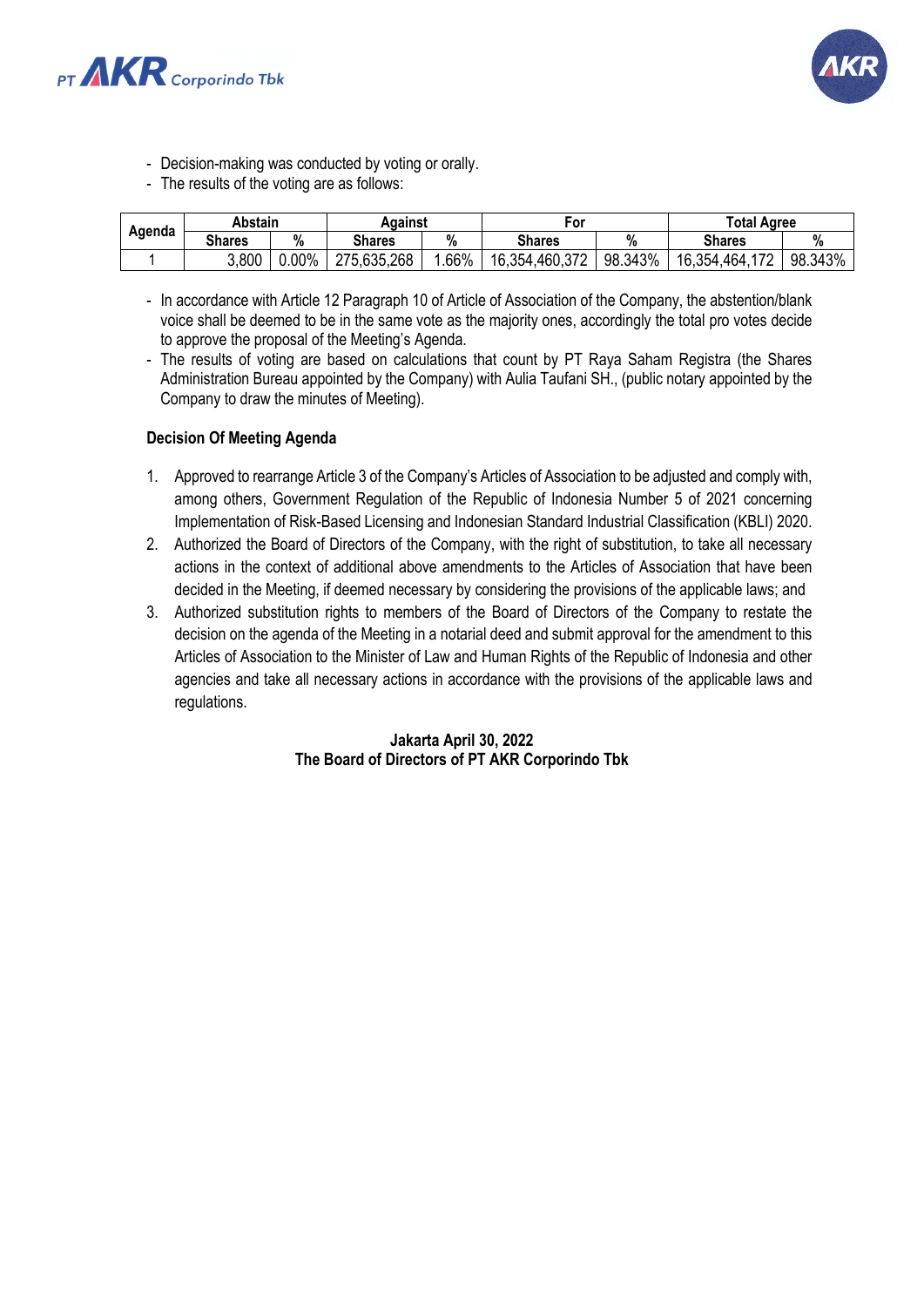- Decision-making was conducted by voting or orally.
- The results of the voting are as follows:

| Agenda | Abstain | | Against | | For | | Total Agree | |
|---|---|---|---|---|---|---|---|---|
| | Shares | % | Shares | % | Shares | % | Shares | % |
| 1 | 3,800 | 0.00% | 275,635,268 | 1.66% | 16,354,460,372 | 98.343% | 16,354,464,172 | 98.343% |

- In accordance with Article 12 Paragraph 10 of Article of Association of the Company, the abstention/blank voice shall be deemed to be in the same vote as the majority ones, accordingly the total pro votes decide to approve the proposal of the Meeting's Agenda.
- The results of voting are based on calculations that count by PT Raya Saham Registra (the Shares Administration Bureau appointed by the Company) with Aulia Taufani SH., (public notary appointed by the Company to draw the minutes of Meeting).

**Decision Of Meeting Agenda**

1. Approved to rearrange Article 3 of the Company's Articles of Association to be adjusted and comply with, among others, Government Regulation of the Republic of Indonesia Number 5 of 2021 concerning Implementation of Risk-Based Licensing and Indonesian Standard Industrial Classification (KBLI) 2020.
2. Authorized the Board of Directors of the Company, with the right of substitution, to take all necessary actions in the context of additional above amendments to the Articles of Association that have been decided in the Meeting, if deemed necessary by considering the provisions of the applicable laws; and
3. Authorized substitution rights to members of the Board of Directors of the Company to restate the decision on the agenda of the Meeting in a notarial deed and submit approval for the amendment to this Articles of Association to the Minister of Law and Human Rights of the Republic of Indonesia and other agencies and take all necessary actions in accordance with the provisions of the applicable laws and regulations.

**Jakarta April 30, 2022**
**The Board of Directors of PT AKR Corporindo Tbk**